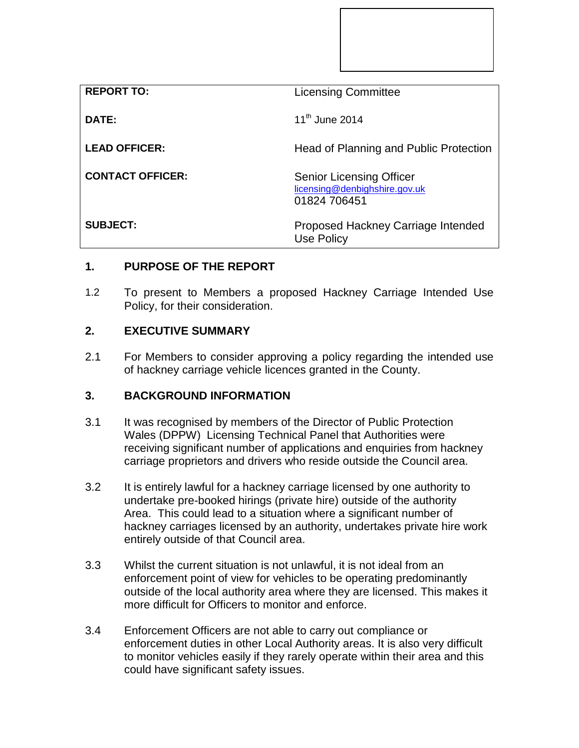| | |
|---|---|
| **REPORT TO:** | Licensing Committee |
| **DATE:** | 11th June 2014 |
| **LEAD OFFICER:** | Head of Planning and Public Protection |
| **CONTACT OFFICER:** | Senior Licensing Officer<br>licensing@denbighshire.gov.uk<br>01824 706451 |
| **SUBJECT:** | Proposed Hackney Carriage Intended Use Policy |

## 1. PURPOSE OF THE REPORT

1.2 To present to Members a proposed Hackney Carriage Intended Use Policy, for their consideration.

## 2. EXECUTIVE SUMMARY

2.1 For Members to consider approving a policy regarding the intended use of hackney carriage vehicle licences granted in the County.

## 3. BACKGROUND INFORMATION

3.1 It was recognised by members of the Director of Public Protection Wales (DPPW) Licensing Technical Panel that Authorities were receiving significant number of applications and enquiries from hackney carriage proprietors and drivers who reside outside the Council area.

3.2 It is entirely lawful for a hackney carriage licensed by one authority to undertake pre-booked hirings (private hire) outside of the authority Area. This could lead to a situation where a significant number of hackney carriages licensed by an authority, undertakes private hire work entirely outside of that Council area.

3.3 Whilst the current situation is not unlawful, it is not ideal from an enforcement point of view for vehicles to be operating predominantly outside of the local authority area where they are licensed. This makes it more difficult for Officers to monitor and enforce.

3.4 Enforcement Officers are not able to carry out compliance or enforcement duties in other Local Authority areas. It is also very difficult to monitor vehicles easily if they rarely operate within their area and this could have significant safety issues.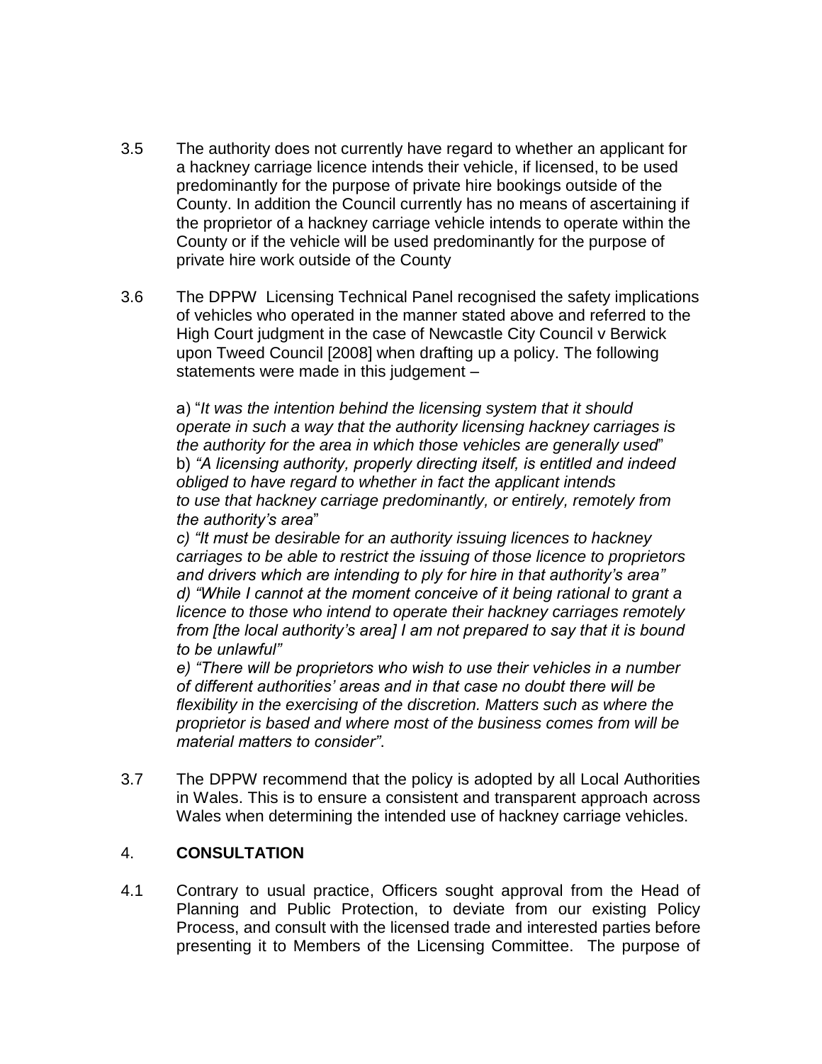3.5 The authority does not currently have regard to whether an applicant for a hackney carriage licence intends their vehicle, if licensed, to be used predominantly for the purpose of private hire bookings outside of the County. In addition the Council currently has no means of ascertaining if the proprietor of a hackney carriage vehicle intends to operate within the County or if the vehicle will be used predominantly for the purpose of private hire work outside of the County

3.6 The DPPW Licensing Technical Panel recognised the safety implications of vehicles who operated in the manner stated above and referred to the High Court judgment in the case of Newcastle City Council v Berwick upon Tweed Council [2008] when drafting up a policy. The following statements were made in this judgement –

a) "*It was the intention behind the licensing system that it should operate in such a way that the authority licensing hackney carriages is the authority for the area in which those vehicles are generally used*"
b) *"A licensing authority, properly directing itself, is entitled and indeed obliged to have regard to whether in fact the applicant intends to use that hackney carriage predominantly, or entirely, remotely from the authority's area*"
*c) "It must be desirable for an authority issuing licences to hackney carriages to be able to restrict the issuing of those licence to proprietors and drivers which are intending to ply for hire in that authority's area"*
*d) "While I cannot at the moment conceive of it being rational to grant a licence to those who intend to operate their hackney carriages remotely from [the local authority's area] I am not prepared to say that it is bound to be unlawful"*
*e) "There will be proprietors who wish to use their vehicles in a number of different authorities' areas and in that case no doubt there will be flexibility in the exercising of the discretion. Matters such as where the proprietor is based and where most of the business comes from will be material matters to consider"*.

3.7 The DPPW recommend that the policy is adopted by all Local Authorities in Wales. This is to ensure a consistent and transparent approach across Wales when determining the intended use of hackney carriage vehicles.

## 4. CONSULTATION

4.1 Contrary to usual practice, Officers sought approval from the Head of Planning and Public Protection, to deviate from our existing Policy Process, and consult with the licensed trade and interested parties before presenting it to Members of the Licensing Committee. The purpose of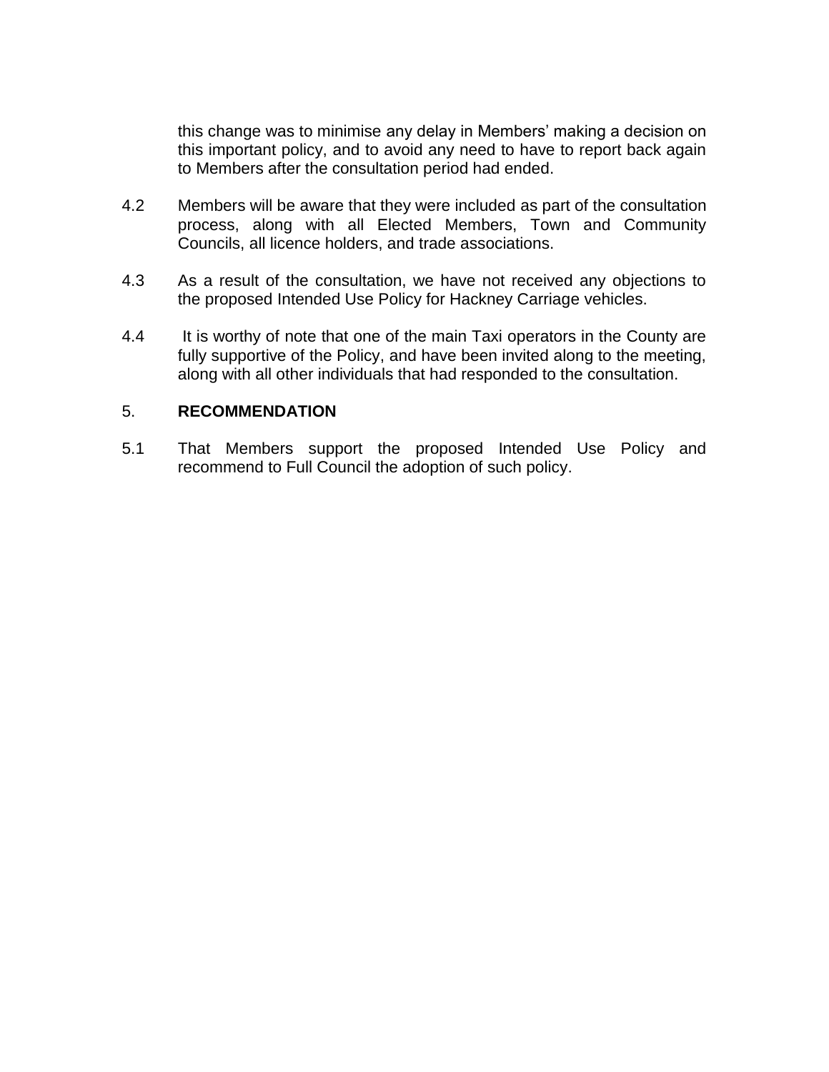this change was to minimise any delay in Members' making a decision on this important policy, and to avoid any need to have to report back again to Members after the consultation period had ended.

4.2 Members will be aware that they were included as part of the consultation process, along with all Elected Members, Town and Community Councils, all licence holders, and trade associations.

4.3 As a result of the consultation, we have not received any objections to the proposed Intended Use Policy for Hackney Carriage vehicles.

4.4 It is worthy of note that one of the main Taxi operators in the County are fully supportive of the Policy, and have been invited along to the meeting, along with all other individuals that had responded to the consultation.

## 5. RECOMMENDATION

5.1 That Members support the proposed Intended Use Policy and recommend to Full Council the adoption of such policy.